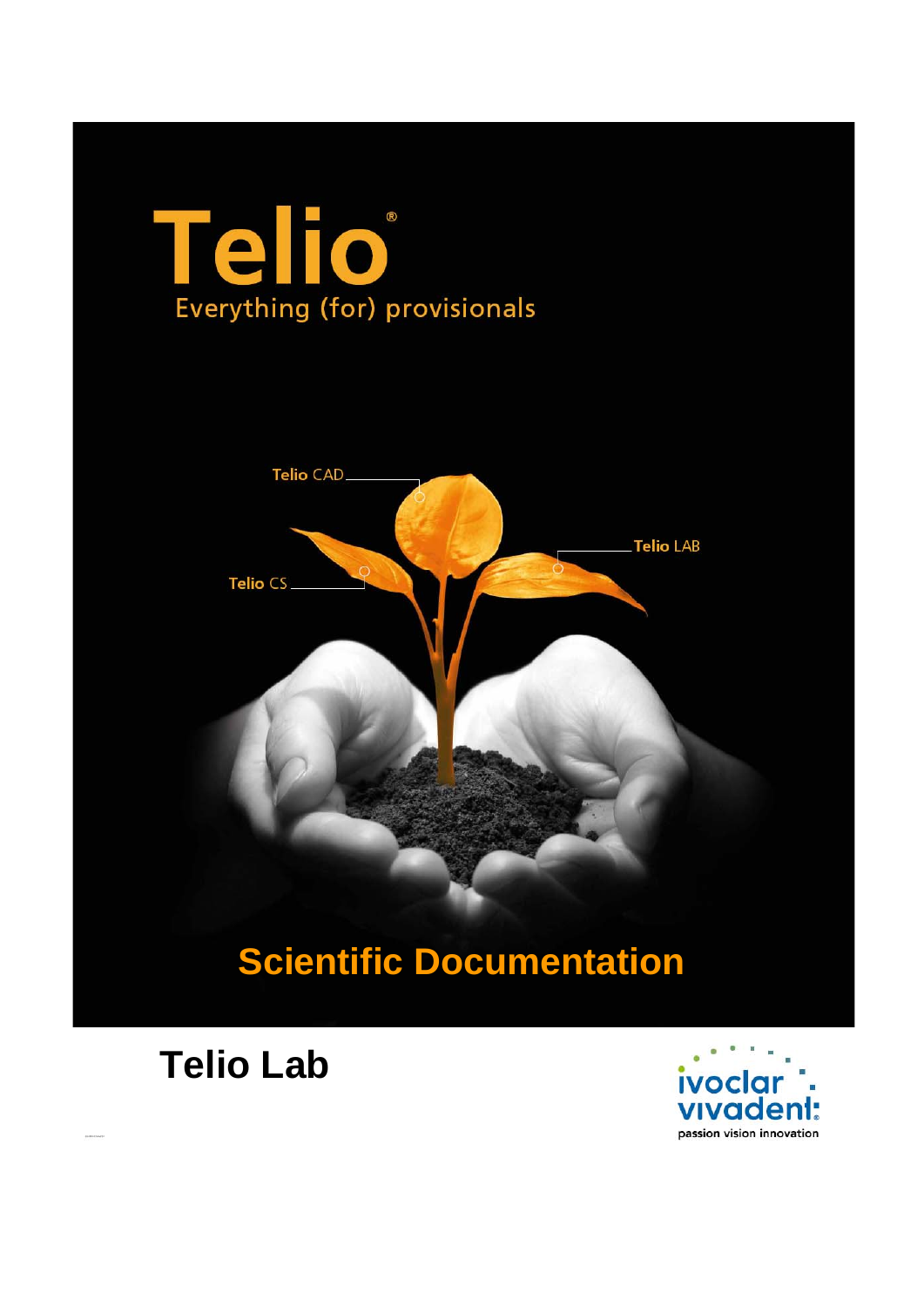# Telio®

Everything (for) provisionals

Telio CAD

Telio LAB

Telio CS

## Scientific Documentation

# Telio Lab

ivoclar vivadent®

passion vision innovation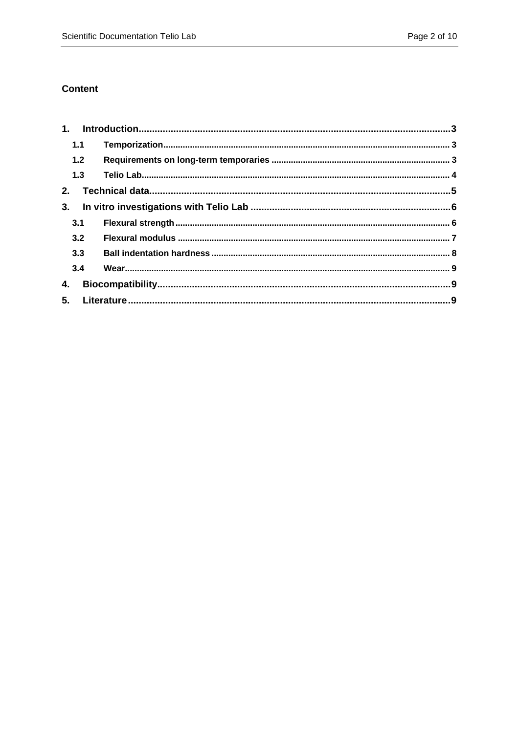## Content

1. Introduction ... 3
   - 1.1 Temporization ... 3
   - 1.2 Requirements on long-term temporaries ... 3
   - 1.3 Telio Lab ... 4
2. Technical data ... 5
3. In vitro investigations with Telio Lab ... 6
   - 3.1 Flexural strength ... 6
   - 3.2 Flexural modulus ... 7
   - 3.3 Ball indentation hardness ... 8
   - 3.4 Wear ... 9
4. Biocompatibility ... 9
5. Literature ... 9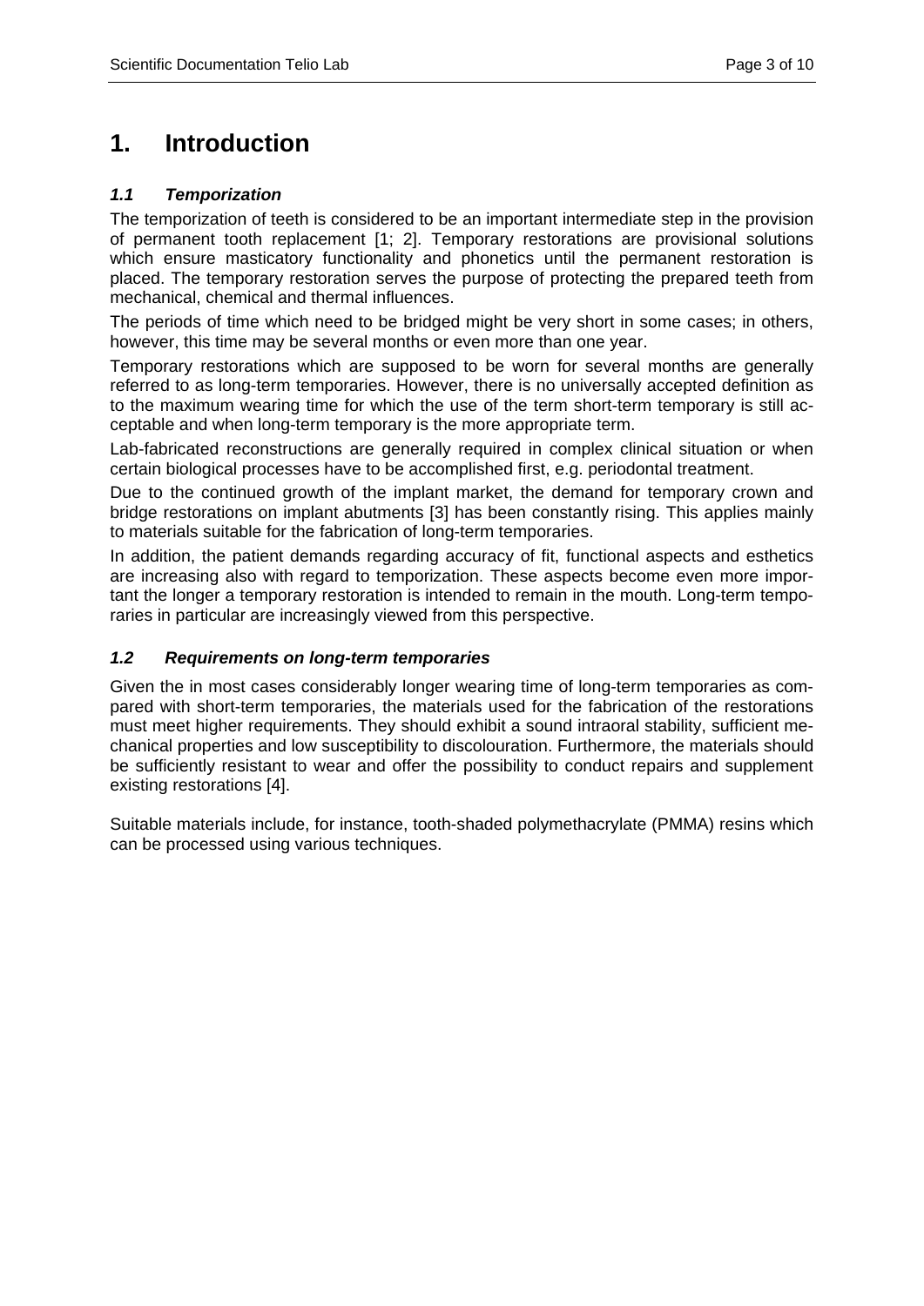# 1. Introduction

### *1.1 Temporization*

The temporization of teeth is considered to be an important intermediate step in the provision of permanent tooth replacement [1; 2]. Temporary restorations are provisional solutions which ensure masticatory functionality and phonetics until the permanent restoration is placed. The temporary restoration serves the purpose of protecting the prepared teeth from mechanical, chemical and thermal influences.

The periods of time which need to be bridged might be very short in some cases; in others, however, this time may be several months or even more than one year.

Temporary restorations which are supposed to be worn for several months are generally referred to as long-term temporaries. However, there is no universally accepted definition as to the maximum wearing time for which the use of the term short-term temporary is still acceptable and when long-term temporary is the more appropriate term.

Lab-fabricated reconstructions are generally required in complex clinical situation or when certain biological processes have to be accomplished first, e.g. periodontal treatment.

Due to the continued growth of the implant market, the demand for temporary crown and bridge restorations on implant abutments [3] has been constantly rising. This applies mainly to materials suitable for the fabrication of long-term temporaries.

In addition, the patient demands regarding accuracy of fit, functional aspects and esthetics are increasing also with regard to temporization. These aspects become even more important the longer a temporary restoration is intended to remain in the mouth. Long-term temporaries in particular are increasingly viewed from this perspective.

### *1.2 Requirements on long-term temporaries*

Given the in most cases considerably longer wearing time of long-term temporaries as compared with short-term temporaries, the materials used for the fabrication of the restorations must meet higher requirements. They should exhibit a sound intraoral stability, sufficient mechanical properties and low susceptibility to discolouration. Furthermore, the materials should be sufficiently resistant to wear and offer the possibility to conduct repairs and supplement existing restorations [4].

Suitable materials include, for instance, tooth-shaded polymethacrylate (PMMA) resins which can be processed using various techniques.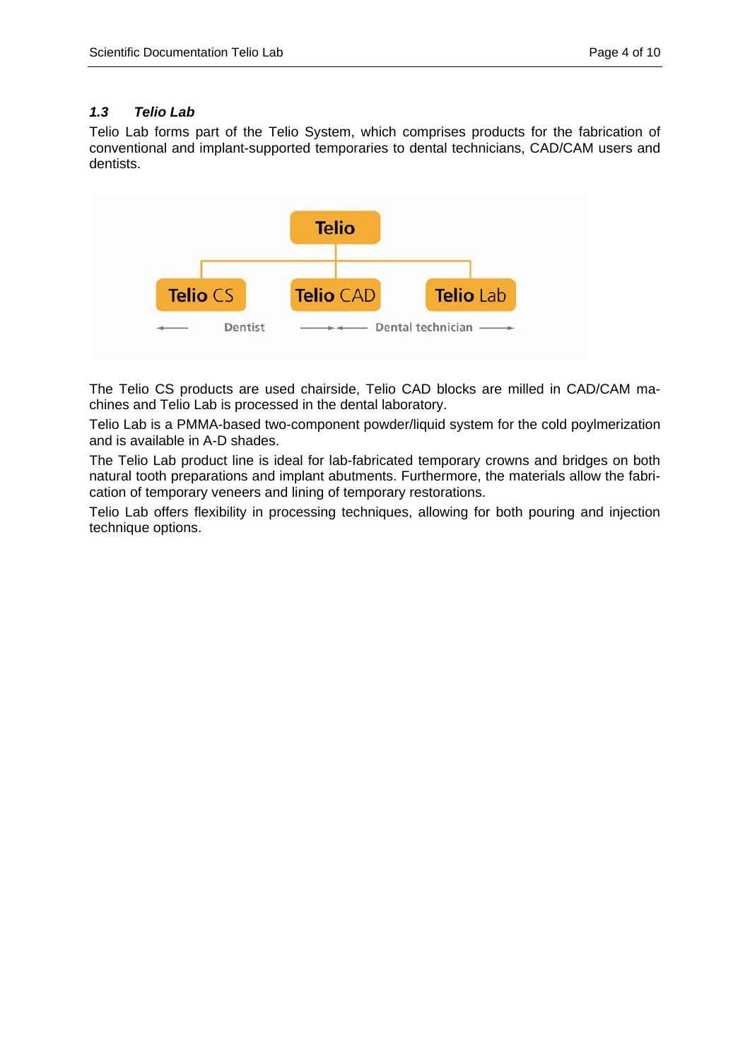### *1.3 Telio Lab*

Telio Lab forms part of the Telio System, which comprises products for the fabrication of conventional and implant-supported temporaries to dental technicians, CAD/CAM users and dentists.

The Telio CS products are used chairside, Telio CAD blocks are milled in CAD/CAM machines and Telio Lab is processed in the dental laboratory.

Telio Lab is a PMMA-based two-component powder/liquid system for the cold poylmerization and is available in A-D shades.

The Telio Lab product line is ideal for lab-fabricated temporary crowns and bridges on both natural tooth preparations and implant abutments. Furthermore, the materials allow the fabrication of temporary veneers and lining of temporary restorations.

Telio Lab offers flexibility in processing techniques, allowing for both pouring and injection technique options.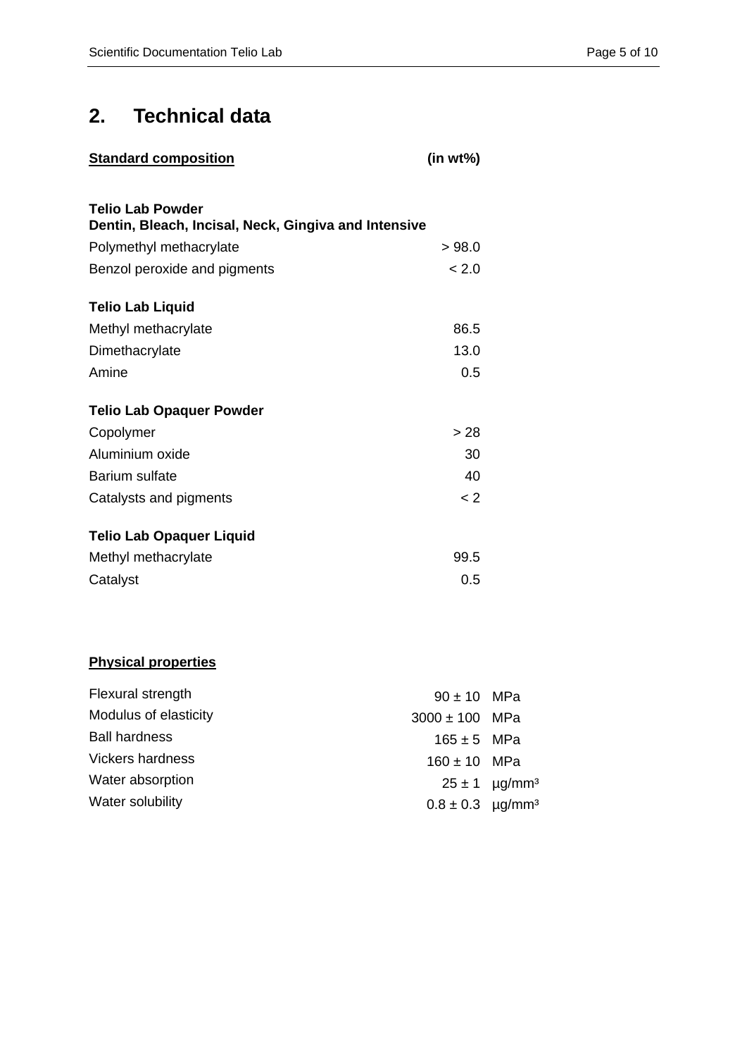## 2. Technical data

| **Standard composition** | **(in wt%)** |
|---|---|
| **Telio Lab Powder** **Dentin, Bleach, Incisal, Neck, Gingiva and Intensive** | |
| Polymethyl methacrylate | > 98.0 |
| Benzol peroxide and pigments | < 2.0 |
| **Telio Lab Liquid** | |
| Methyl methacrylate | 86.5 |
| Dimethacrylate | 13.0 |
| Amine | 0.5 |
| **Telio Lab Opaquer Powder** | |
| Copolymer | > 28 |
| Aluminium oxide | 30 |
| Barium sulfate | 40 |
| Catalysts and pigments | < 2 |
| **Telio Lab Opaquer Liquid** | |
| Methyl methacrylate | 99.5 |
| Catalyst | 0.5 |

**Physical properties**

| Property | Value | Unit |
|---|---|---|
| Flexural strength | 90 ± 10 | MPa |
| Modulus of elasticity | 3000 ± 100 | MPa |
| Ball hardness | 165 ± 5 | MPa |
| Vickers hardness | 160 ± 10 | MPa |
| Water absorption | 25 ± 1 | µg/mm³ |
| Water solubility | 0.8 ± 0.3 | µg/mm³ |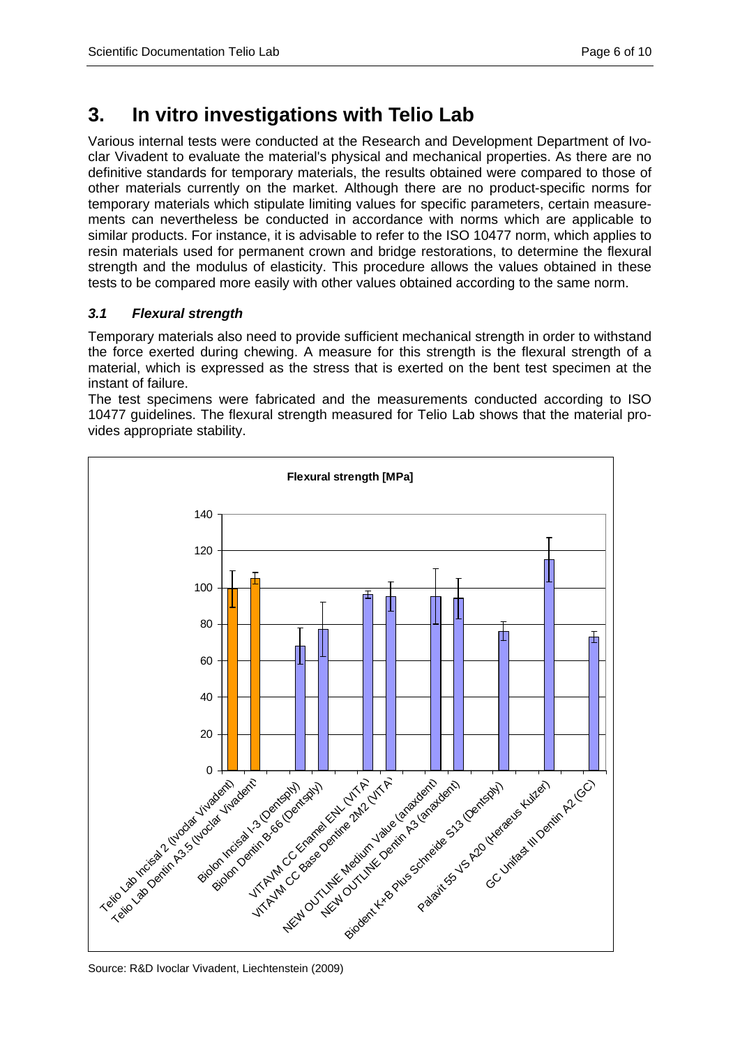# 3. In vitro investigations with Telio Lab

Various internal tests were conducted at the Research and Development Department of Ivoclar Vivadent to evaluate the material's physical and mechanical properties. As there are no definitive standards for temporary materials, the results obtained were compared to those of other materials currently on the market. Although there are no product-specific norms for temporary materials which stipulate limiting values for specific parameters, certain measurements can nevertheless be conducted in accordance with norms which are applicable to similar products. For instance, it is advisable to refer to the ISO 10477 norm, which applies to resin materials used for permanent crown and bridge restorations, to determine the flexural strength and the modulus of elasticity. This procedure allows the values obtained in these tests to be compared more easily with other values obtained according to the same norm.

### *3.1 Flexural strength*

Temporary materials also need to provide sufficient mechanical strength in order to withstand the force exerted during chewing. A measure for this strength is the flexural strength of a material, which is expressed as the stress that is exerted on the bent test specimen at the instant of failure.

The test specimens were fabricated and the measurements conducted according to ISO 10477 guidelines. The flexural strength measured for Telio Lab shows that the material provides appropriate stability.

**Flexural strength [MPa]**

Source: R&D Ivoclar Vivadent, Liechtenstein (2009)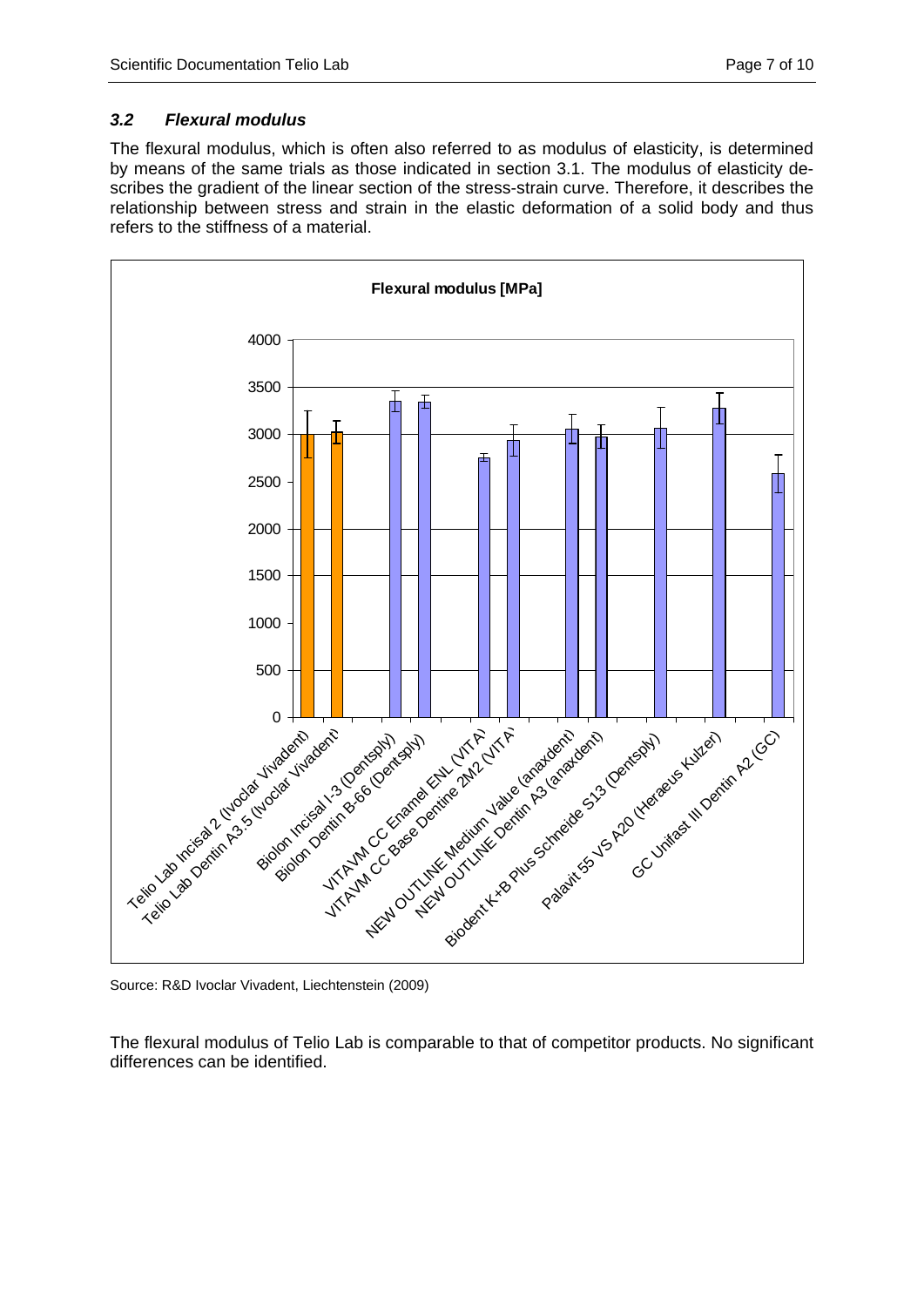### *3.2 Flexural modulus*

The flexural modulus, which is often also referred to as modulus of elasticity, is determined by means of the same trials as those indicated in section 3.1. The modulus of elasticity describes the gradient of the linear section of the stress-strain curve. Therefore, it describes the relationship between stress and strain in the elastic deformation of a solid body and thus refers to the stiffness of a material.

**Flexural modulus [MPa]**

Source: R&D Ivoclar Vivadent, Liechtenstein (2009)

The flexural modulus of Telio Lab is comparable to that of competitor products. No significant differences can be identified.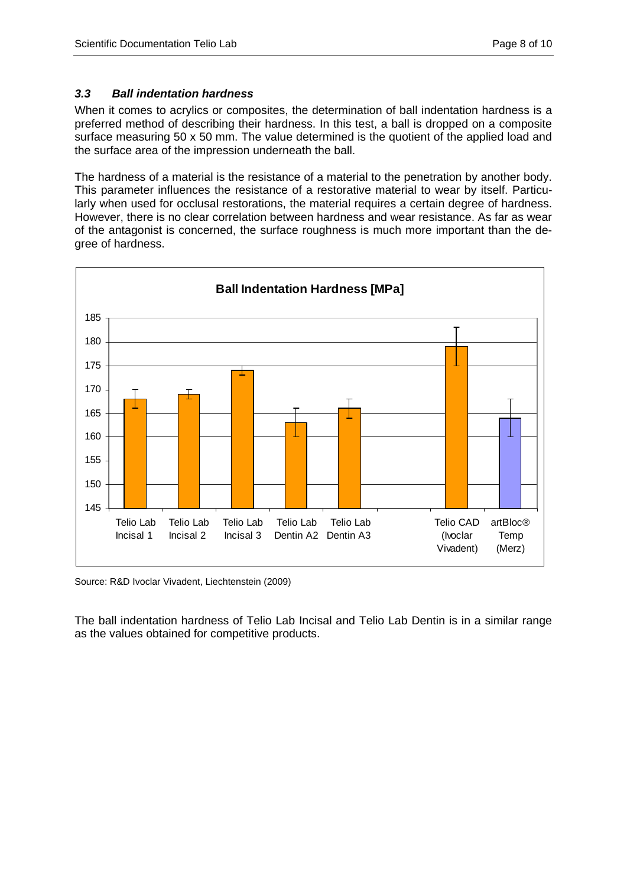### *3.3 Ball indentation hardness*

When it comes to acrylics or composites, the determination of ball indentation hardness is a preferred method of describing their hardness. In this test, a ball is dropped on a composite surface measuring 50 x 50 mm. The value determined is the quotient of the applied load and the surface area of the impression underneath the ball.

The hardness of a material is the resistance of a material to the penetration by another body. This parameter influences the resistance of a restorative material to wear by itself. Particularly when used for occlusal restorations, the material requires a certain degree of hardness. However, there is no clear correlation between hardness and wear resistance. As far as wear of the antagonist is concerned, the surface roughness is much more important than the degree of hardness.

**Ball Indentation Hardness [MPa]**

| Material | Ball Indentation Hardness [MPa] (approx.) |
| --- | --- |
| Telio Lab Incisal 1 | 168 |
| Telio Lab Incisal 2 | 169 |
| Telio Lab Incisal 3 | 174 |
| Telio Lab Dentin A2 | 163 |
| Telio Lab Dentin A3 | 166 |
| Telio CAD (Ivoclar Vivadent) | 179 |
| artBloc® Temp (Merz) | 164 |

Source: R&D Ivoclar Vivadent, Liechtenstein (2009)

The ball indentation hardness of Telio Lab Incisal and Telio Lab Dentin is in a similar range as the values obtained for competitive products.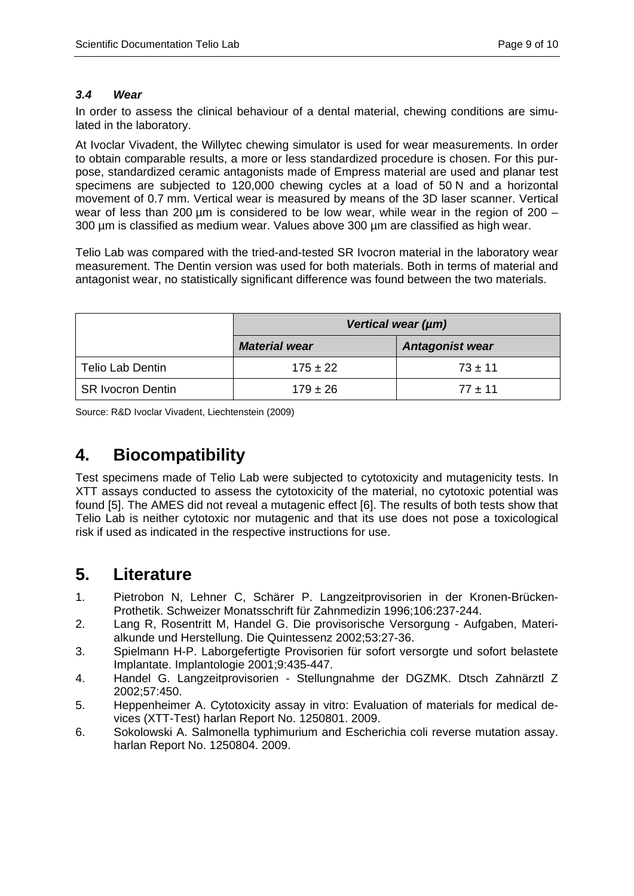### *3.4 Wear*

In order to assess the clinical behaviour of a dental material, chewing conditions are simulated in the laboratory.

At Ivoclar Vivadent, the Willytec chewing simulator is used for wear measurements. In order to obtain comparable results, a more or less standardized procedure is chosen. For this purpose, standardized ceramic antagonists made of Empress material are used and planar test specimens are subjected to 120,000 chewing cycles at a load of 50 N and a horizontal movement of 0.7 mm. Vertical wear is measured by means of the 3D laser scanner. Vertical wear of less than 200 µm is considered to be low wear, while wear in the region of 200 – 300 µm is classified as medium wear. Values above 300 µm are classified as high wear.

Telio Lab was compared with the tried-and-tested SR Ivocron material in the laboratory wear measurement. The Dentin version was used for both materials. Both in terms of material and antagonist wear, no statistically significant difference was found between the two materials.

| | ***Vertical wear (µm)*** | |
|---|---|---|
| | ***Material wear*** | ***Antagonist wear*** |
| Telio Lab Dentin | 175 ± 22 | 73 ± 11 |
| SR Ivocron Dentin | 179 ± 26 | 77 ± 11 |

Source: R&D Ivoclar Vivadent, Liechtenstein (2009)

## 4. Biocompatibility

Test specimens made of Telio Lab were subjected to cytotoxicity and mutagenicity tests. In XTT assays conducted to assess the cytotoxicity of the material, no cytotoxic potential was found [5]. The AMES did not reveal a mutagenic effect [6]. The results of both tests show that Telio Lab is neither cytotoxic nor mutagenic and that its use does not pose a toxicological risk if used as indicated in the respective instructions for use.

## 5. Literature

1. Pietrobon N, Lehner C, Schärer P. Langzeitprovisorien in der Kronen-Brücken-Prothetik. Schweizer Monatsschrift für Zahnmedizin 1996;106:237-244.
2. Lang R, Rosentritt M, Handel G. Die provisorische Versorgung - Aufgaben, Materialkunde und Herstellung. Die Quintessenz 2002;53:27-36.
3. Spielmann H-P. Laborgefertigte Provisorien für sofort versorgte und sofort belastete Implantate. Implantologie 2001;9:435-447.
4. Handel G. Langzeitprovisorien - Stellungnahme der DGZMK. Dtsch Zahnärztl Z 2002;57:450.
5. Heppenheimer A. Cytotoxicity assay in vitro: Evaluation of materials for medical devices (XTT-Test) harlan Report No. 1250801. 2009.
6. Sokolowski A. Salmonella typhimurium and Escherichia coli reverse mutation assay. harlan Report No. 1250804. 2009.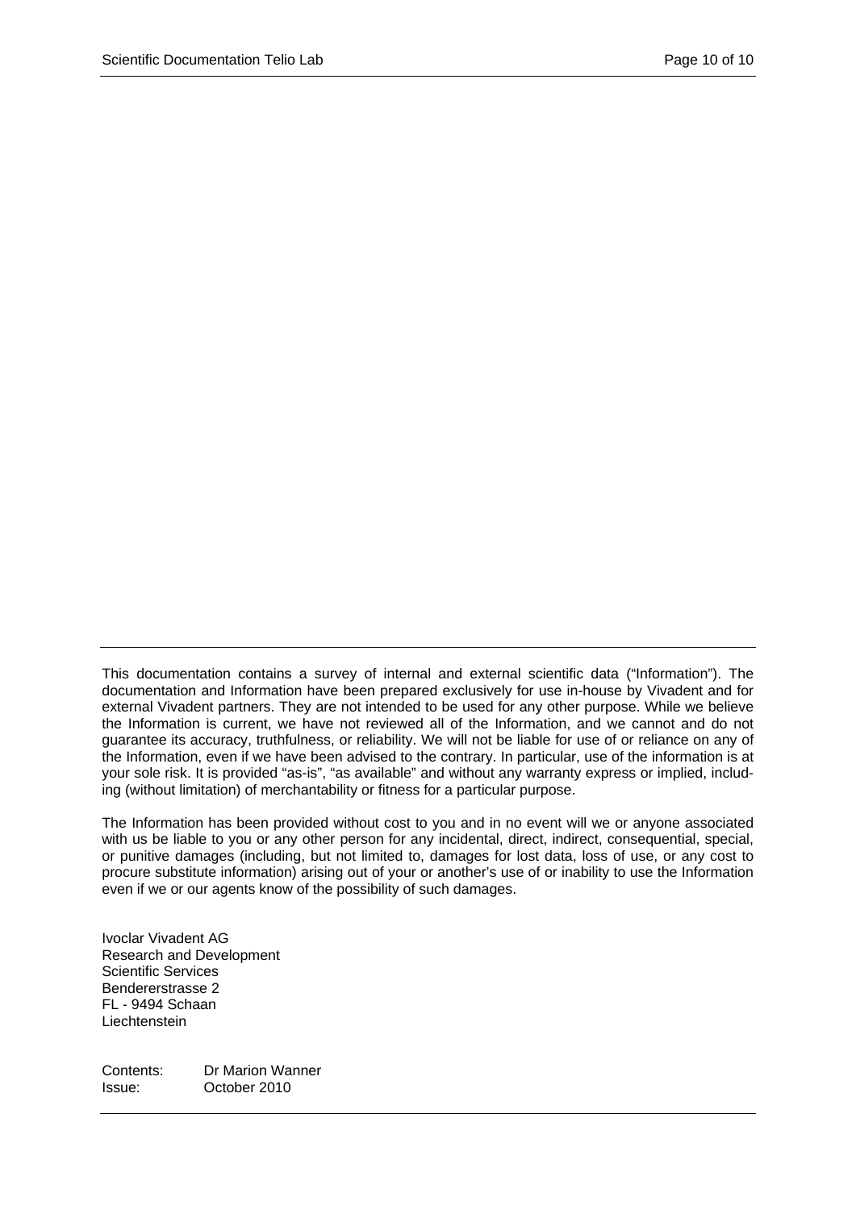This documentation contains a survey of internal and external scientific data ("Information"). The documentation and Information have been prepared exclusively for use in-house by Vivadent and for external Vivadent partners. They are not intended to be used for any other purpose. While we believe the Information is current, we have not reviewed all of the Information, and we cannot and do not guarantee its accuracy, truthfulness, or reliability. We will not be liable for use of or reliance on any of the Information, even if we have been advised to the contrary. In particular, use of the information is at your sole risk. It is provided "as-is", "as available" and without any warranty express or implied, including (without limitation) of merchantability or fitness for a particular purpose.

The Information has been provided without cost to you and in no event will we or anyone associated with us be liable to you or any other person for any incidental, direct, indirect, consequential, special, or punitive damages (including, but not limited to, damages for lost data, loss of use, or any cost to procure substitute information) arising out of your or another's use of or inability to use the Information even if we or our agents know of the possibility of such damages.

Ivoclar Vivadent AG
Research and Development
Scientific Services
Bendererstrasse 2
FL - 9494 Schaan
Liechtenstein

Contents: Dr Marion Wanner
Issue: October 2010